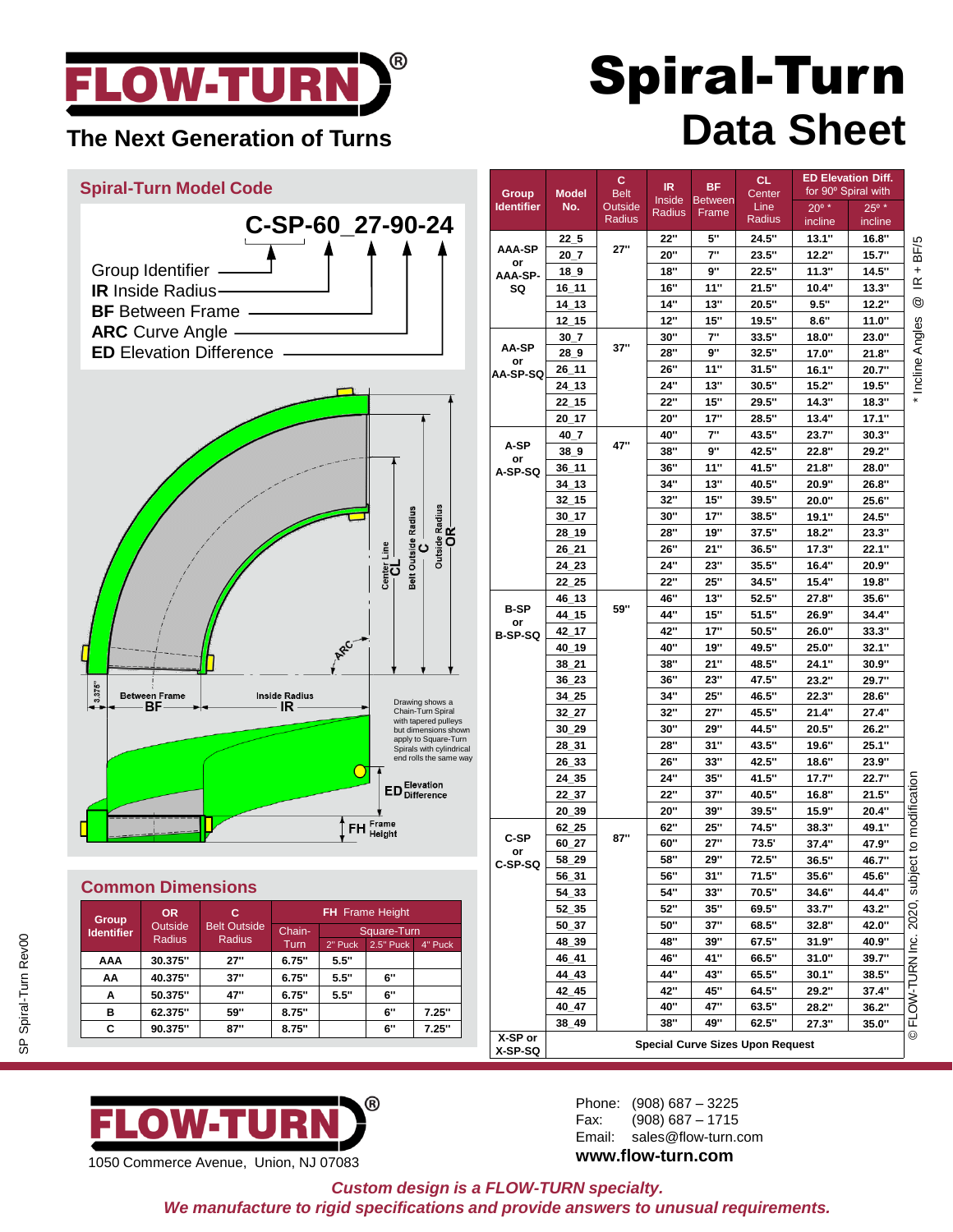# FLOW-TURN®

**The Next Generation of Turns**

# Spiral-Turn Data Sheet

## Spiral-Turn Model Code

**C-SP-60_27-90-24**

- Group Identifier
- **IR** Inside Radius
- **BF** Between Frame
- **ARC** Curve Angle
- **ED** Elevation Difference

Center Line **CL** — Belt Outside Radius **C** — Outside Radius **OR** — **ARC** — 3.375" — Between Frame **BF** — Inside Radius **IR** — **ED** Elevation Difference — **FH** Frame Height

Drawing shows a Chain-Turn Spiral with tapered pulleys but dimensions shown apply to Square-Turn Spirals with cylindrical end rolls the same way

## Common Dimensions

| Group Identifier | OR Outside Radius | C Belt Outside Radius | FH Frame Height | | | |
|---|---|---|---|---|---|---|
| | | | Chain-Turn | Square-Turn | | |
| | | | | 2" Puck | 2.5" Puck | 4" Puck |
| AAA | 30.375" | 27" | 6.75" | 5.5" | | |
| AA | 40.375" | 37" | 6.75" | 5.5" | 6" | |
| A | 50.375" | 47" | 6.75" | 5.5" | 6" | |
| B | 62.375" | 59" | 8.75" | | 6" | 7.25" |
| C | 90.375" | 87" | 8.75" | | 6" | 7.25" |

| Group Identifier | Model No. | C Belt Outside Radius | IR Inside Radius | BF Between Frame | CL Center Line Radius | ED Elevation Diff. for 90º Spiral with 20º * incline | ED Elevation Diff. for 90º Spiral with 25º * incline |
|---|---|---|---|---|---|---|---|
| AAA-SP or AAA-SP-SQ | 22_5 | 27" | 22" | 5" | 24.5" | 13.1" | 16.8" |
| | 20_7 | | 20" | 7" | 23.5" | 12.2" | 15.7" |
| | 18_9 | | 18" | 9" | 22.5" | 11.3" | 14.5" |
| | 16_11 | | 16" | 11" | 21.5" | 10.4" | 13.3" |
| | 14_13 | | 14" | 13" | 20.5" | 9.5" | 12.2" |
| | 12_15 | | 12" | 15" | 19.5" | 8.6" | 11.0" |
| AA-SP or AA-SP-SQ | 30_7 | 37" | 30" | 7" | 33.5" | 18.0" | 23.0" |
| | 28_9 | | 28" | 9" | 32.5" | 17.0" | 21.8" |
| | 26_11 | | 26" | 11" | 31.5" | 16.1" | 20.7" |
| | 24_13 | | 24" | 13" | 30.5" | 15.2" | 19.5" |
| | 22_15 | | 22" | 15" | 29.5" | 14.3" | 18.3" |
| | 20_17 | | 20" | 17" | 28.5" | 13.4" | 17.1" |
| A-SP or A-SP-SQ | 40_7 | 47" | 40" | 7" | 43.5" | 23.7" | 30.3" |
| | 38_9 | | 38" | 9" | 42.5" | 22.8" | 29.2" |
| | 36_11 | | 36" | 11" | 41.5" | 21.8" | 28.0" |
| | 34_13 | | 34" | 13" | 40.5" | 20.9" | 26.8" |
| | 32_15 | | 32" | 15" | 39.5" | 20.0" | 25.6" |
| | 30_17 | | 30" | 17" | 38.5" | 19.1" | 24.5" |
| | 28_19 | | 28" | 19" | 37.5" | 18.2" | 23.3" |
| | 26_21 | | 26" | 21" | 36.5" | 17.3" | 22.1" |
| | 24_23 | | 24" | 23" | 35.5" | 16.4" | 20.9" |
| | 22_25 | | 22" | 25" | 34.5" | 15.4" | 19.8" |
| B-SP or B-SP-SQ | 46_13 | 59" | 46" | 13" | 52.5" | 27.8" | 35.6" |
| | 44_15 | | 44" | 15" | 51.5" | 26.9" | 34.4" |
| | 42_17 | | 42" | 17" | 50.5" | 26.0" | 33.3" |
| | 40_19 | | 40" | 19" | 49.5" | 25.0" | 32.1" |
| | 38_21 | | 38" | 21" | 48.5" | 24.1" | 30.9" |
| | 36_23 | | 36" | 23" | 47.5" | 23.2" | 29.7" |
| | 34_25 | | 34" | 25" | 46.5" | 22.3" | 28.6" |
| | 32_27 | | 32" | 27" | 45.5" | 21.4" | 27.4" |
| | 30_29 | | 30" | 29" | 44.5" | 20.5" | 26.2" |
| | 28_31 | | 28" | 31" | 43.5" | 19.6" | 25.1" |
| | 26_33 | | 26" | 33" | 42.5" | 18.6" | 23.9" |
| | 24_35 | | 24" | 35" | 41.5" | 17.7" | 22.7" |
| | 22_37 | | 22" | 37" | 40.5" | 16.8" | 21.5" |
| | 20_39 | | 20" | 39" | 39.5" | 15.9" | 20.4" |
| C-SP or C-SP-SQ | 62_25 | 87" | 62" | 25" | 74.5" | 38.3" | 49.1" |
| | 60_27 | | 60" | 27" | 73.5' | 37.4" | 47.9" |
| | 58_29 | | 58" | 29" | 72.5" | 36.5" | 46.7" |
| | 56_31 | | 56" | 31" | 71.5" | 35.6" | 45.6" |
| | 54_33 | | 54" | 33" | 70.5" | 34.6" | 44.4" |
| | 52_35 | | 52" | 35" | 69.5" | 33.7" | 43.2" |
| | 50_37 | | 50" | 37" | 68.5" | 32.8" | 42.0" |
| | 48_39 | | 48" | 39" | 67.5" | 31.9" | 40.9" |
| | 46_41 | | 46" | 41" | 66.5" | 31.0" | 39.7" |
| | 44_43 | | 44" | 43" | 65.5" | 30.1" | 38.5" |
| | 42_45 | | 42" | 45" | 64.5" | 29.2" | 37.4" |
| | 40_47 | | 40" | 47" | 63.5" | 28.2" | 36.2" |
| | 38_49 | | 38" | 49" | 62.5" | 27.3" | 35.0" |
| X-SP or X-SP-SQ | Special Curve Sizes Upon Request | | | | | | |

\* Incline Angles @ IR + BF/5

© FLOW-TURN Inc. 2020, subject to modification

SP Spiral-Turn Rev00

**FLOW-TURN®**

1050 Commerce Avenue, Union, NJ 07083

Phone: (908) 687 – 3225
Fax: (908) 687 – 1715
Email: sales@flow-turn.com
**www.flow-turn.com**

***Custom design is a FLOW-TURN specialty.***
***We manufacture to rigid specifications and provide answers to unusual requirements.***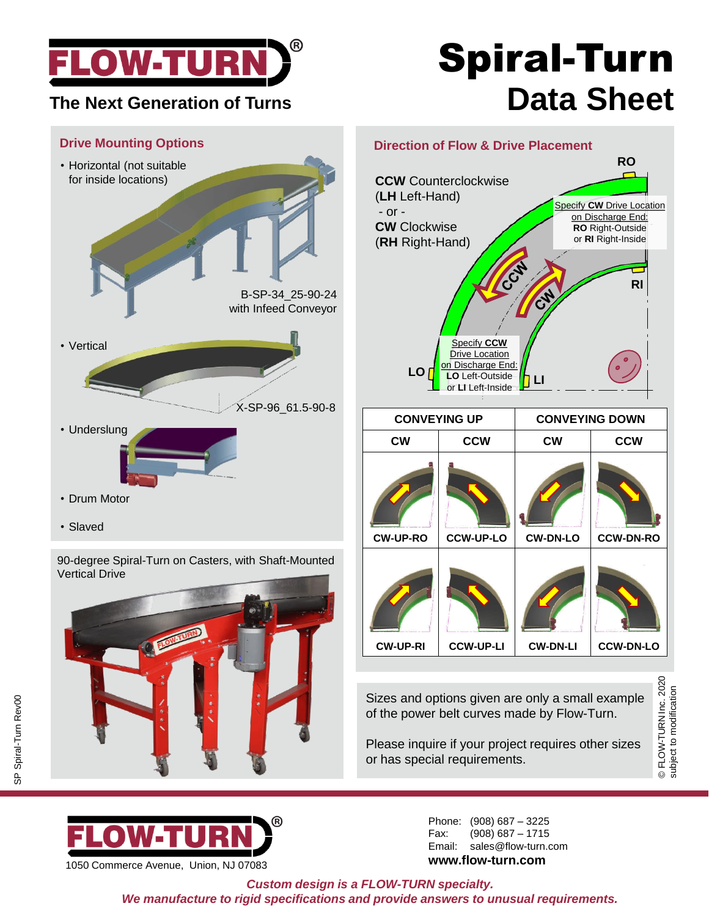# FLOW-TURN®

**The Next Generation of Turns**

# Spiral-Turn
## Data Sheet

### Drive Mounting Options

- Horizontal (not suitable for inside locations)

B-SP-34_25-90-24 with Infeed Conveyor

- Vertical

X-SP-96_61.5-90-8

- Underslung
- Drum Motor
- Slaved

90-degree Spiral-Turn on Casters, with Shaft-Mounted Vertical Drive

### Direction of Flow & Drive Placement

**CCW** Counterclockwise
(**LH** Left-Hand)
- or -
**CW** Clockwise
(**RH** Right-Hand)

Specify **CW** Drive Location on Discharge End:
**RO** Right-Outside
or **RI** Right-Inside

Specify **CCW** Drive Location on Discharge End:
**LO** Left-Outside
or **LI** Left-Inside

RO
RI
LO
LI
CCW
CW

| CONVEYING UP | | CONVEYING DOWN | |
|---|---|---|---|
| CW | CCW | CW | CCW |
| CW-UP-RO | CCW-UP-LO | CW-DN-LO | CCW-DN-RO |
| CW-UP-RI | CCW-UP-LI | CW-DN-LI | CCW-DN-LO |

Sizes and options given are only a small example of the power belt curves made by Flow-Turn.

Please inquire if your project requires other sizes or has special requirements.

© FLOW-TURN Inc. 2020
subject to modification

SP Spiral-Turn Rev00

FLOW-TURN®
1050 Commerce Avenue, Union, NJ 07083

Phone: (908) 687 – 3225
Fax: (908) 687 – 1715
Email: sales@flow-turn.com
**www.flow-turn.com**

***Custom design is a FLOW-TURN specialty.***
***We manufacture to rigid specifications and provide answers to unusual requirements.***